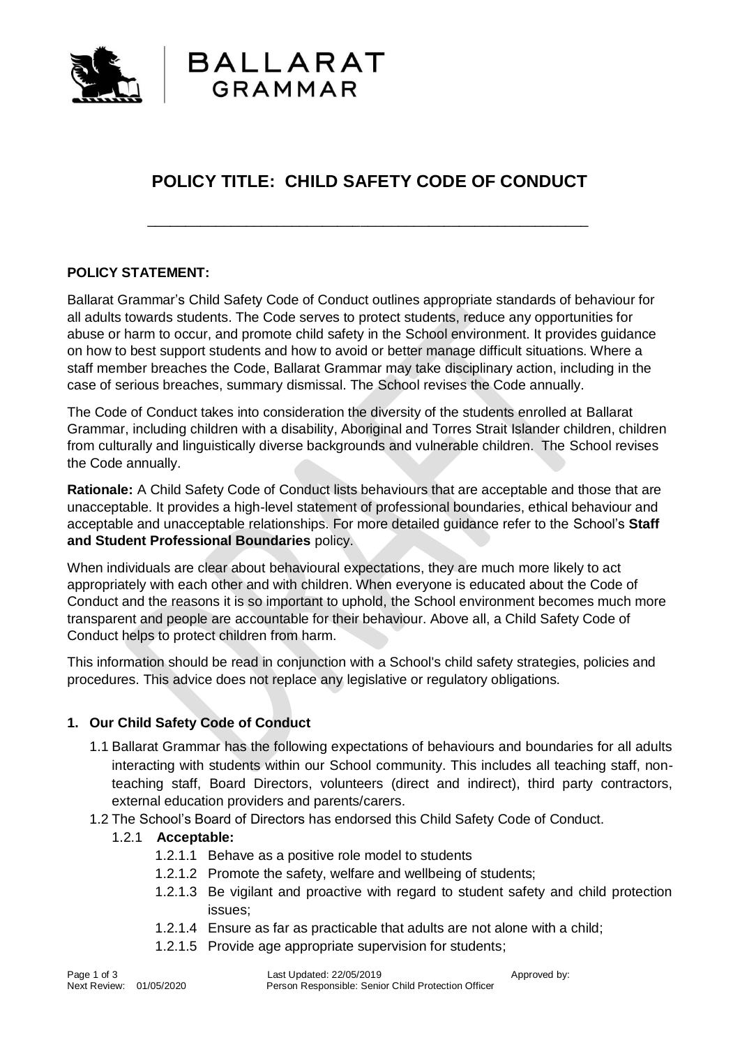# POLICY TITLE: CHILD SAFETY CODE OF CONDUCT

**POLICY STATEMENT:**

Ballarat Grammar's Child Safety Code of Conduct outlines appropriate standards of behaviour for all adults towards students. The Code serves to protect students, reduce any opportunities for abuse or harm to occur, and promote child safety in the School environment. It provides guidance on how to best support students and how to avoid or better manage difficult situations. Where a staff member breaches the Code, Ballarat Grammar may take disciplinary action, including in the case of serious breaches, summary dismissal. The School revises the Code annually.

The Code of Conduct takes into consideration the diversity of the students enrolled at Ballarat Grammar, including children with a disability, Aboriginal and Torres Strait Islander children, children from culturally and linguistically diverse backgrounds and vulnerable children. The School revises the Code annually.

**Rationale:** A Child Safety Code of Conduct lists behaviours that are acceptable and those that are unacceptable. It provides a high-level statement of professional boundaries, ethical behaviour and acceptable and unacceptable relationships. For more detailed guidance refer to the School's **Staff and Student Professional Boundaries** policy.

When individuals are clear about behavioural expectations, they are much more likely to act appropriately with each other and with children. When everyone is educated about the Code of Conduct and the reasons it is so important to uphold, the School environment becomes much more transparent and people are accountable for their behaviour. Above all, a Child Safety Code of Conduct helps to protect children from harm.

This information should be read in conjunction with a School's child safety strategies, policies and procedures. This advice does not replace any legislative or regulatory obligations.

**1. Our Child Safety Code of Conduct**

1.1 Ballarat Grammar has the following expectations of behaviours and boundaries for all adults interacting with students within our School community. This includes all teaching staff, non-teaching staff, Board Directors, volunteers (direct and indirect), third party contractors, external education providers and parents/carers.

1.2 The School's Board of Directors has endorsed this Child Safety Code of Conduct.

1.2.1 **Acceptable:**

- 1.2.1.1 Behave as a positive role model to students
- 1.2.1.2 Promote the safety, welfare and wellbeing of students;
- 1.2.1.3 Be vigilant and proactive with regard to student safety and child protection issues;
- 1.2.1.4 Ensure as far as practicable that adults are not alone with a child;
- 1.2.1.5 Provide age appropriate supervision for students;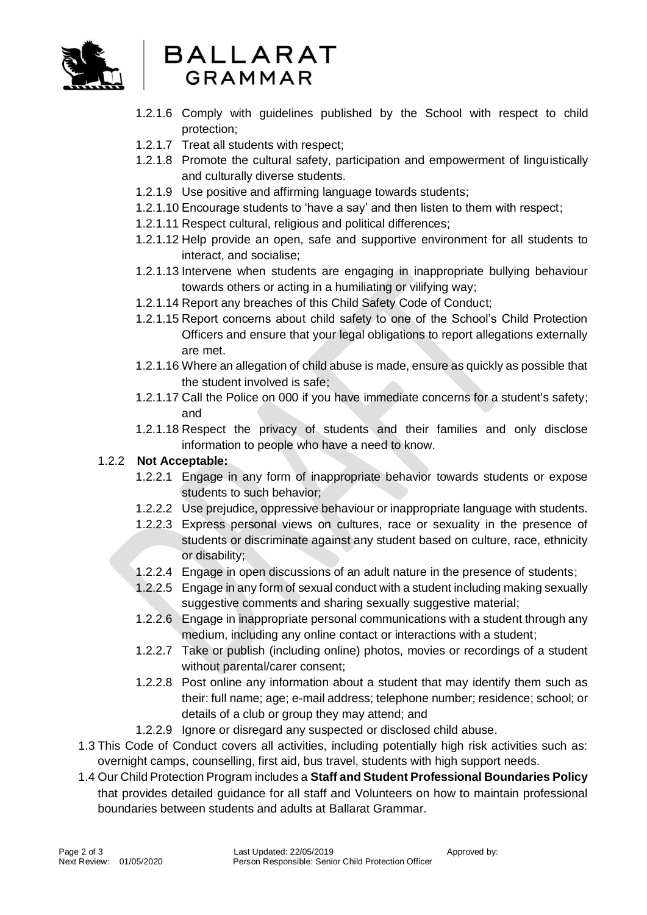1.2.1.6 Comply with guidelines published by the School with respect to child protection;

1.2.1.7 Treat all students with respect;

1.2.1.8 Promote the cultural safety, participation and empowerment of linguistically and culturally diverse students.

1.2.1.9 Use positive and affirming language towards students;

1.2.1.10 Encourage students to 'have a say' and then listen to them with respect;

1.2.1.11 Respect cultural, religious and political differences;

1.2.1.12 Help provide an open, safe and supportive environment for all students to interact, and socialise;

1.2.1.13 Intervene when students are engaging in inappropriate bullying behaviour towards others or acting in a humiliating or vilifying way;

1.2.1.14 Report any breaches of this Child Safety Code of Conduct;

1.2.1.15 Report concerns about child safety to one of the School's Child Protection Officers and ensure that your legal obligations to report allegations externally are met.

1.2.1.16 Where an allegation of child abuse is made, ensure as quickly as possible that the student involved is safe;

1.2.1.17 Call the Police on 000 if you have immediate concerns for a student's safety; and

1.2.1.18 Respect the privacy of students and their families and only disclose information to people who have a need to know.

1.2.2 **Not Acceptable:**

1.2.2.1 Engage in any form of inappropriate behavior towards students or expose students to such behavior;

1.2.2.2 Use prejudice, oppressive behaviour or inappropriate language with students.

1.2.2.3 Express personal views on cultures, race or sexuality in the presence of students or discriminate against any student based on culture, race, ethnicity or disability;

1.2.2.4 Engage in open discussions of an adult nature in the presence of students;

1.2.2.5 Engage in any form of sexual conduct with a student including making sexually suggestive comments and sharing sexually suggestive material;

1.2.2.6 Engage in inappropriate personal communications with a student through any medium, including any online contact or interactions with a student;

1.2.2.7 Take or publish (including online) photos, movies or recordings of a student without parental/carer consent;

1.2.2.8 Post online any information about a student that may identify them such as their: full name; age; e-mail address; telephone number; residence; school; or details of a club or group they may attend; and

1.2.2.9 Ignore or disregard any suspected or disclosed child abuse.

1.3 This Code of Conduct covers all activities, including potentially high risk activities such as: overnight camps, counselling, first aid, bus travel, students with high support needs.

1.4 Our Child Protection Program includes a **Staff and Student Professional Boundaries Policy** that provides detailed guidance for all staff and Volunteers on how to maintain professional boundaries between students and adults at Ballarat Grammar.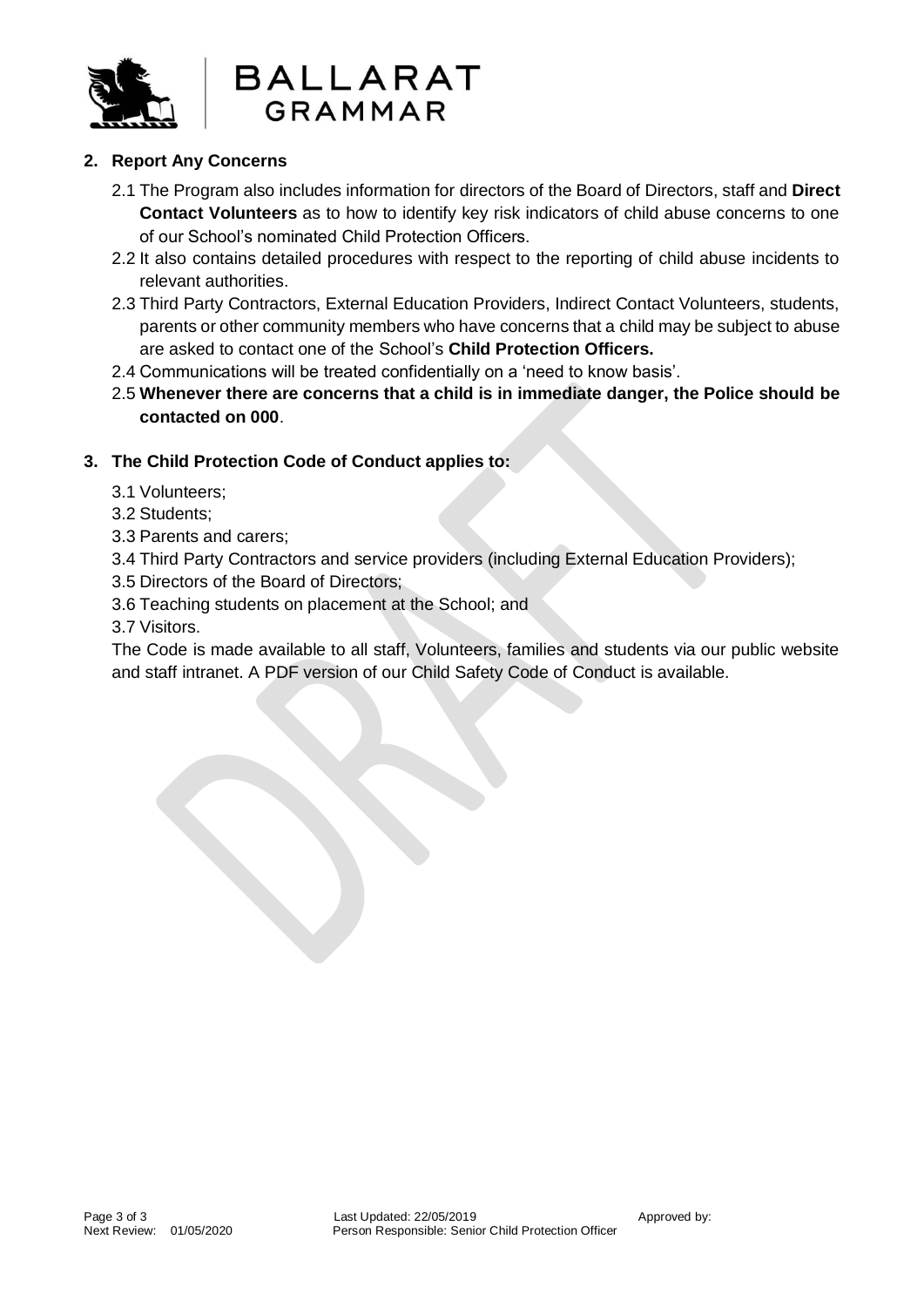## 2. Report Any Concerns

2.1 The Program also includes information for directors of the Board of Directors, staff and **Direct Contact Volunteers** as to how to identify key risk indicators of child abuse concerns to one of our School's nominated Child Protection Officers.

2.2 It also contains detailed procedures with respect to the reporting of child abuse incidents to relevant authorities.

2.3 Third Party Contractors, External Education Providers, Indirect Contact Volunteers, students, parents or other community members who have concerns that a child may be subject to abuse are asked to contact one of the School's **Child Protection Officers.**

2.4 Communications will be treated confidentially on a 'need to know basis'.

2.5 **Whenever there are concerns that a child is in immediate danger, the Police should be contacted on 000**.

## 3. The Child Protection Code of Conduct applies to:

3.1 Volunteers;

3.2 Students;

3.3 Parents and carers;

3.4 Third Party Contractors and service providers (including External Education Providers);

3.5 Directors of the Board of Directors;

3.6 Teaching students on placement at the School; and

3.7 Visitors.

The Code is made available to all staff, Volunteers, families and students via our public website and staff intranet. A PDF version of our Child Safety Code of Conduct is available.